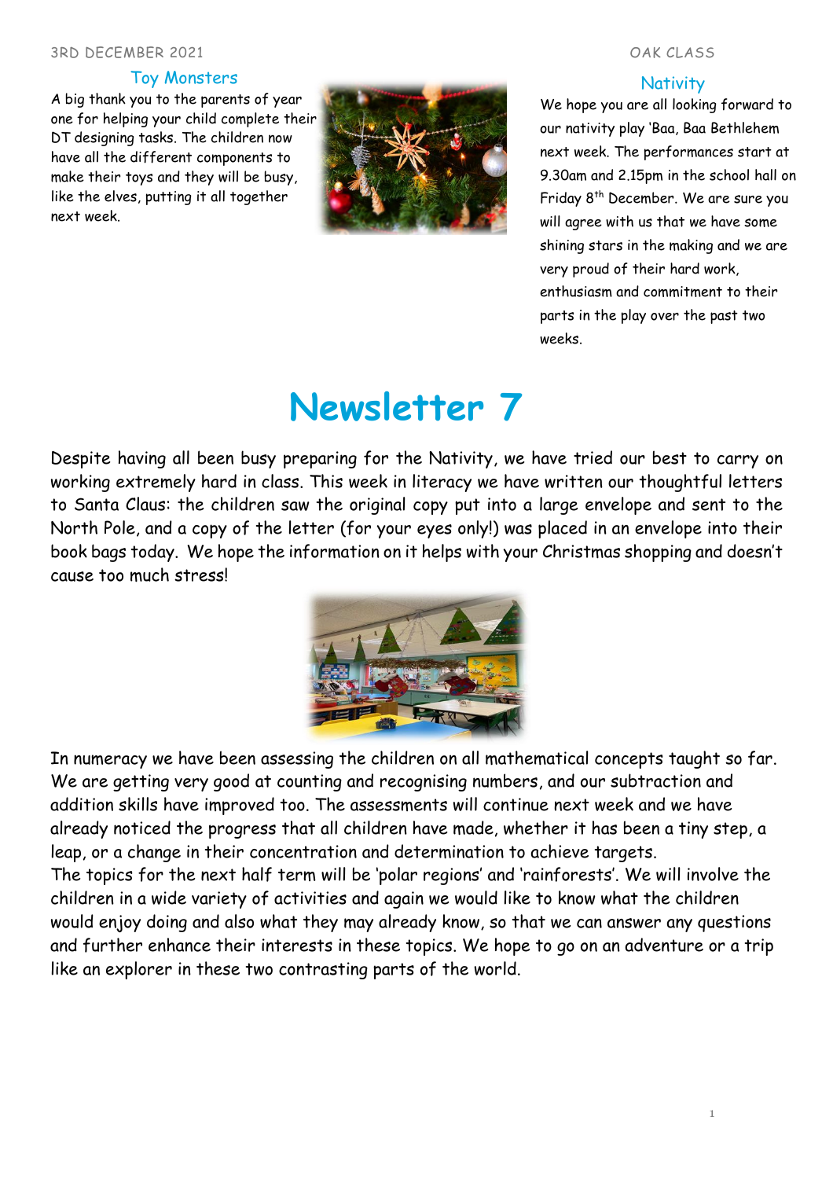3RD DECEMBER 2021

OAK CLASS

## Toy Monsters

A big thank you to the parents of year one for helping your child complete their DT designing tasks. The children now have all the different components to make their toys and they will be busy, like the elves, putting it all together next week.

## Nativity

We hope you are all looking forward to our nativity play 'Baa, Baa Bethlehem next week. The performances start at 9.30am and 2.15pm in the school hall on Friday 8th December. We are sure you will agree with us that we have some shining stars in the making and we are very proud of their hard work, enthusiasm and commitment to their parts in the play over the past two weeks.

# Newsletter 7

Despite having all been busy preparing for the Nativity, we have tried our best to carry on working extremely hard in class. This week in literacy we have written our thoughtful letters to Santa Claus: the children saw the original copy put into a large envelope and sent to the North Pole, and a copy of the letter (for your eyes only!) was placed in an envelope into their book bags today. We hope the information on it helps with your Christmas shopping and doesn't cause too much stress!

In numeracy we have been assessing the children on all mathematical concepts taught so far. We are getting very good at counting and recognising numbers, and our subtraction and addition skills have improved too. The assessments will continue next week and we have already noticed the progress that all children have made, whether it has been a tiny step, a leap, or a change in their concentration and determination to achieve targets.

The topics for the next half term will be 'polar regions' and 'rainforests'. We will involve the children in a wide variety of activities and again we would like to know what the children would enjoy doing and also what they may already know, so that we can answer any questions and further enhance their interests in these topics. We hope to go on an adventure or a trip like an explorer in these two contrasting parts of the world.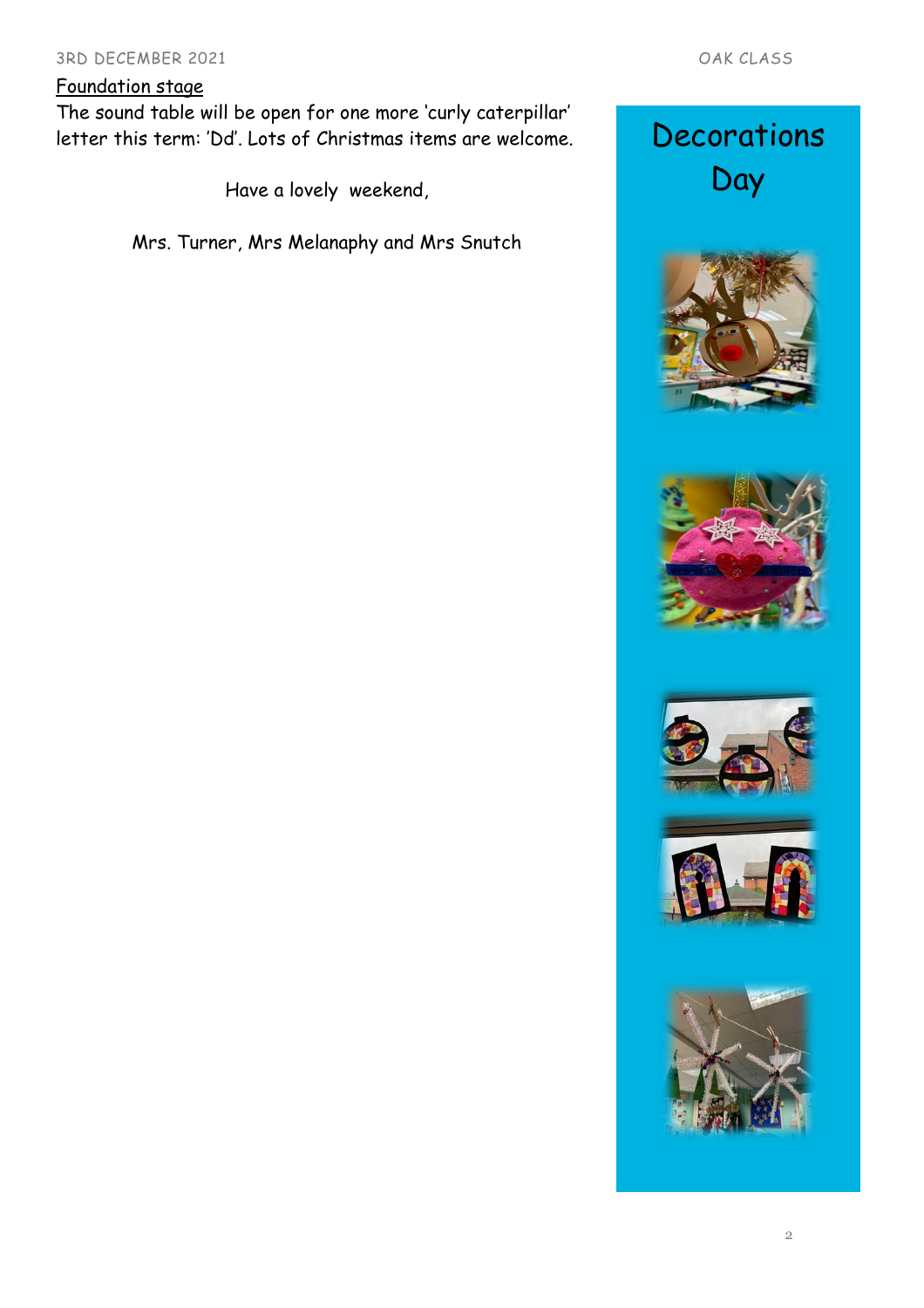Foundation stage

The sound table will be open for one more 'curly caterpillar' letter this term: 'Dd'. Lots of Christmas items are welcome.

Have a lovely weekend,

Mrs. Turner, Mrs Melanaphy and Mrs Snutch

# Decorations Day